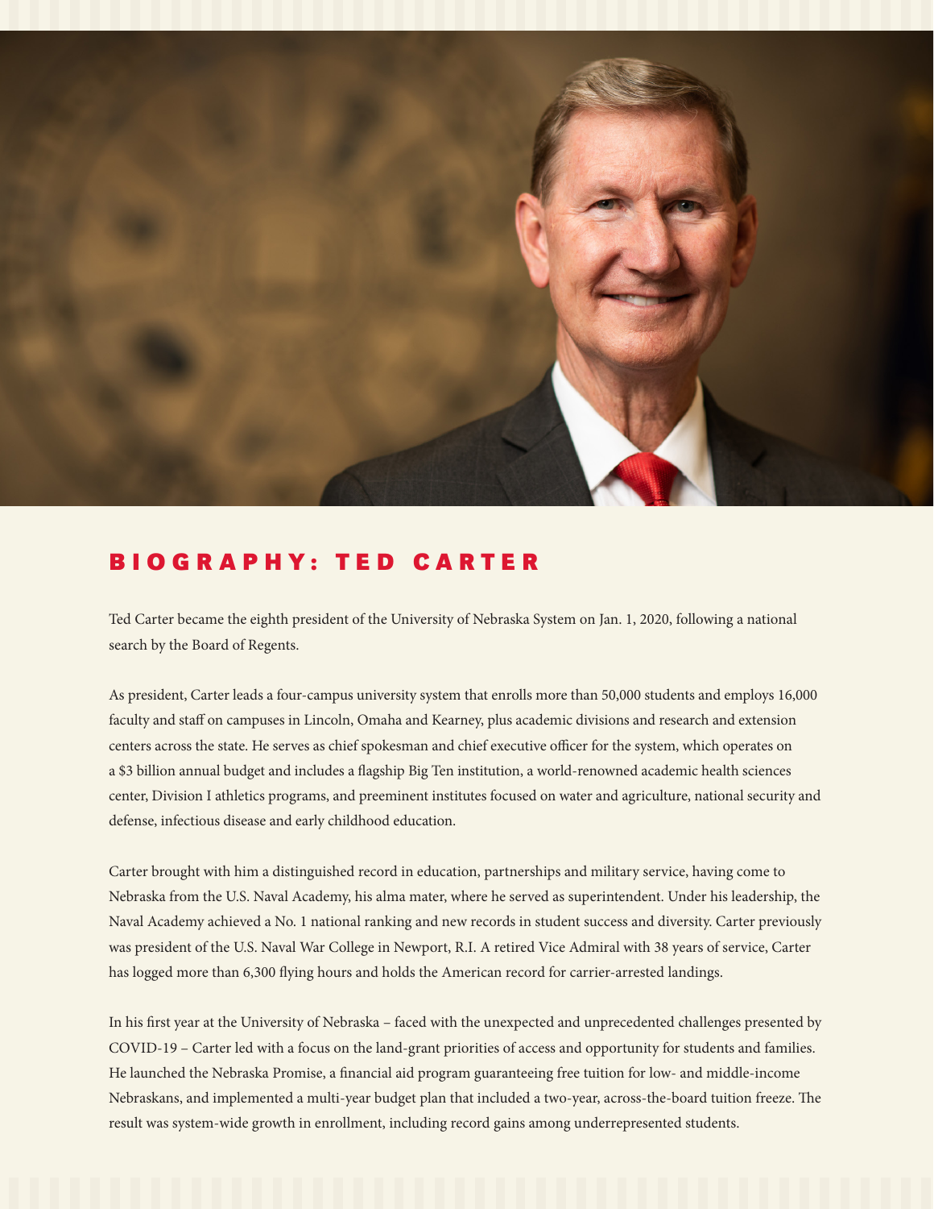# BIOGRAPHY: TED CARTER

Ted Carter became the eighth president of the University of Nebraska System on Jan. 1, 2020, following a national search by the Board of Regents.

As president, Carter leads a four-campus university system that enrolls more than 50,000 students and employs 16,000 faculty and staff on campuses in Lincoln, Omaha and Kearney, plus academic divisions and research and extension centers across the state. He serves as chief spokesman and chief executive officer for the system, which operates on a $3 billion annual budget and includes a flagship Big Ten institution, a world-renowned academic health sciences center, Division I athletics programs, and preeminent institutes focused on water and agriculture, national security and defense, infectious disease and early childhood education.

Carter brought with him a distinguished record in education, partnerships and military service, having come to Nebraska from the U.S. Naval Academy, his alma mater, where he served as superintendent. Under his leadership, the Naval Academy achieved a No. 1 national ranking and new records in student success and diversity. Carter previously was president of the U.S. Naval War College in Newport, R.I. A retired Vice Admiral with 38 years of service, Carter has logged more than 6,300 flying hours and holds the American record for carrier-arrested landings.

In his first year at the University of Nebraska – faced with the unexpected and unprecedented challenges presented by COVID-19 – Carter led with a focus on the land-grant priorities of access and opportunity for students and families. He launched the Nebraska Promise, a financial aid program guaranteeing free tuition for low- and middle-income Nebraskans, and implemented a multi-year budget plan that included a two-year, across-the-board tuition freeze. The result was system-wide growth in enrollment, including record gains among underrepresented students.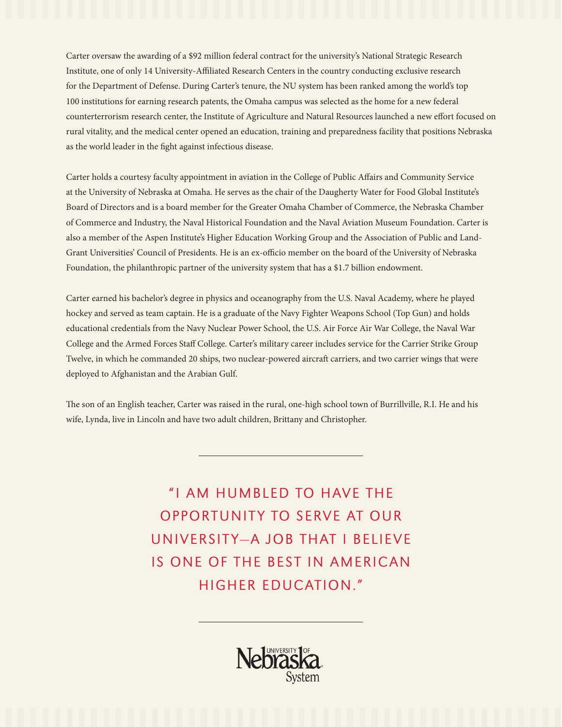Carter oversaw the awarding of a $92 million federal contract for the university's National Strategic Research Institute, one of only 14 University-Affiliated Research Centers in the country conducting exclusive research for the Department of Defense. During Carter's tenure, the NU system has been ranked among the world's top 100 institutions for earning research patents, the Omaha campus was selected as the home for a new federal counterterrorism research center, the Institute of Agriculture and Natural Resources launched a new effort focused on rural vitality, and the medical center opened an education, training and preparedness facility that positions Nebraska as the world leader in the fight against infectious disease.

Carter holds a courtesy faculty appointment in aviation in the College of Public Affairs and Community Service at the University of Nebraska at Omaha. He serves as the chair of the Daugherty Water for Food Global Institute's Board of Directors and is a board member for the Greater Omaha Chamber of Commerce, the Nebraska Chamber of Commerce and Industry, the Naval Historical Foundation and the Naval Aviation Museum Foundation. Carter is also a member of the Aspen Institute's Higher Education Working Group and the Association of Public and Land-Grant Universities' Council of Presidents. He is an ex-officio member on the board of the University of Nebraska Foundation, the philanthropic partner of the university system that has a $1.7 billion endowment.

Carter earned his bachelor's degree in physics and oceanography from the U.S. Naval Academy, where he played hockey and served as team captain. He is a graduate of the Navy Fighter Weapons School (Top Gun) and holds educational credentials from the Navy Nuclear Power School, the U.S. Air Force Air War College, the Naval War College and the Armed Forces Staff College. Carter's military career includes service for the Carrier Strike Group Twelve, in which he commanded 20 ships, two nuclear-powered aircraft carriers, and two carrier wings that were deployed to Afghanistan and the Arabian Gulf.

The son of an English teacher, Carter was raised in the rural, one-high school town of Burrillville, R.I. He and his wife, Lynda, live in Lincoln and have two adult children, Brittany and Christopher.

---

"I AM HUMBLED TO HAVE THE OPPORTUNITY TO SERVE AT OUR UNIVERSITY—A JOB THAT I BELIEVE IS ONE OF THE BEST IN AMERICAN HIGHER EDUCATION."

---

University of Nebraska System